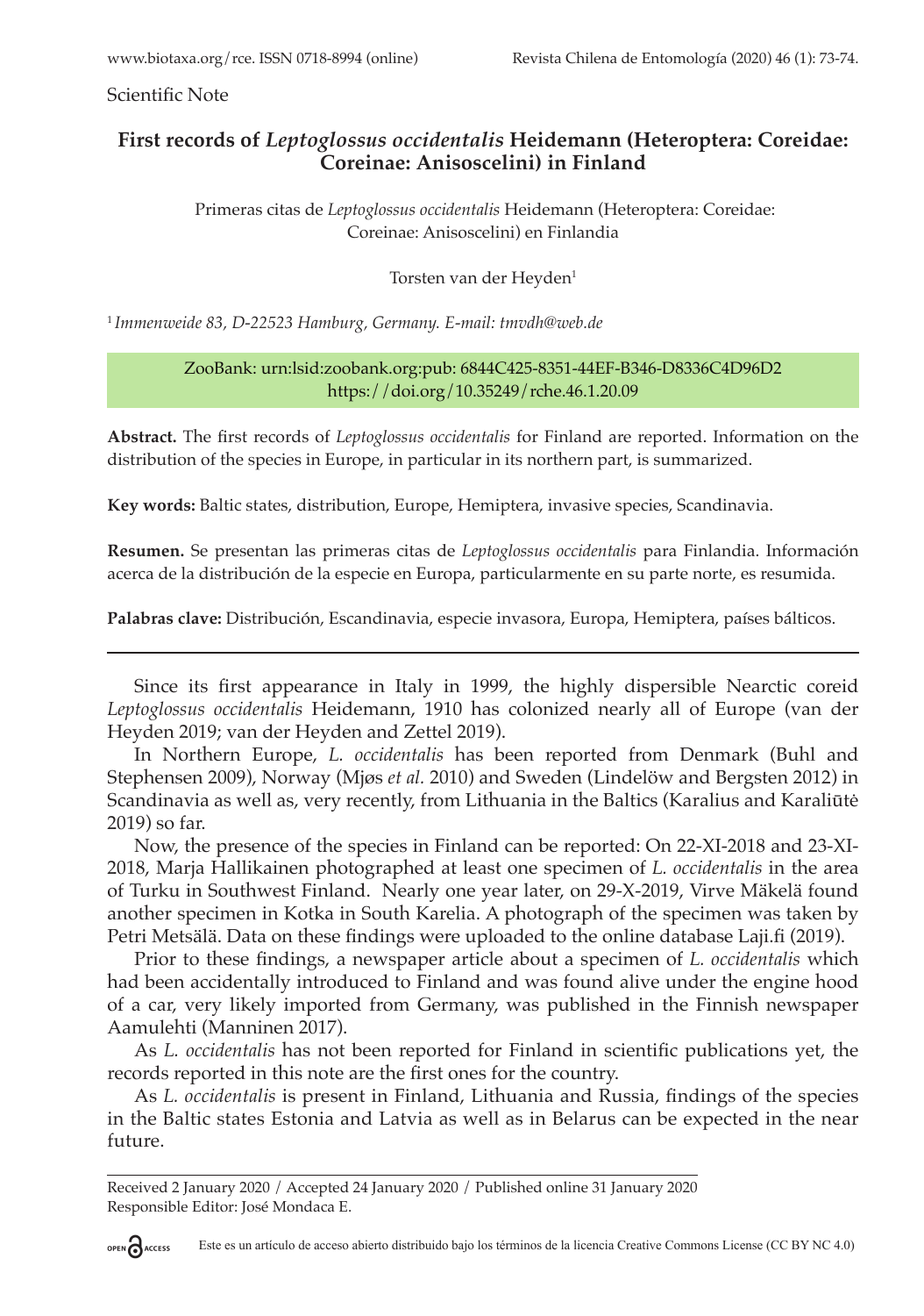Scientific Note

# First records of *Leptoglossus occidentalis* Heidemann (Heteroptera: Coreidae: Coreinae: Anisoscelini) in Finland

Primeras citas de *Leptoglossus occidentalis* Heidemann (Heteroptera: Coreidae: Coreinae: Anisoscelini) en Finlandia

Torsten van der Heyden[1]

[1] *Immenweide 83, D-22523 Hamburg, Germany. E-mail: tmvdh@web.de*

ZooBank: urn:lsid:zoobank.org:pub: 6844C425-8351-44EF-B346-D8336C4D96D2
https://doi.org/10.35249/rche.46.1.20.09

**Abstract.** The first records of *Leptoglossus occidentalis* for Finland are reported. Information on the distribution of the species in Europe, in particular in its northern part, is summarized.

**Key words:** Baltic states, distribution, Europe, Hemiptera, invasive species, Scandinavia.

**Resumen.** Se presentan las primeras citas de *Leptoglossus occidentalis* para Finlandia. Información acerca de la distribución de la especie en Europa, particularmente en su parte norte, es resumida.

**Palabras clave:** Distribución, Escandinavia, especie invasora, Europa, Hemiptera, países bálticos.

---

Since its first appearance in Italy in 1999, the highly dispersible Nearctic coreid *Leptoglossus occidentalis* Heidemann, 1910 has colonized nearly all of Europe (van der Heyden 2019; van der Heyden and Zettel 2019).

In Northern Europe, *L. occidentalis* has been reported from Denmark (Buhl and Stephensen 2009), Norway (Mjøs *et al.* 2010) and Sweden (Lindelöw and Bergsten 2012) in Scandinavia as well as, very recently, from Lithuania in the Baltics (Karalius and Karaliūtė 2019) so far.

Now, the presence of the species in Finland can be reported: On 22-XI-2018 and 23-XI-2018, Marja Hallikainen photographed at least one specimen of *L. occidentalis* in the area of Turku in Southwest Finland. Nearly one year later, on 29-X-2019, Virve Mäkelä found another specimen in Kotka in South Karelia. A photograph of the specimen was taken by Petri Metsälä. Data on these findings were uploaded to the online database Laji.fi (2019).

Prior to these findings, a newspaper article about a specimen of *L. occidentalis* which had been accidentally introduced to Finland and was found alive under the engine hood of a car, very likely imported from Germany, was published in the Finnish newspaper Aamulehti (Manninen 2017).

As *L. occidentalis* has not been reported for Finland in scientific publications yet, the records reported in this note are the first ones for the country.

As *L. occidentalis* is present in Finland, Lithuania and Russia, findings of the species in the Baltic states Estonia and Latvia as well as in Belarus can be expected in the near future.

---

Received 2 January 2020 / Accepted 24 January 2020 / Published online 31 January 2020
Responsible Editor: José Mondaca E.

Este es un artículo de acceso abierto distribuido bajo los términos de la licencia Creative Commons License (CC BY NC 4.0)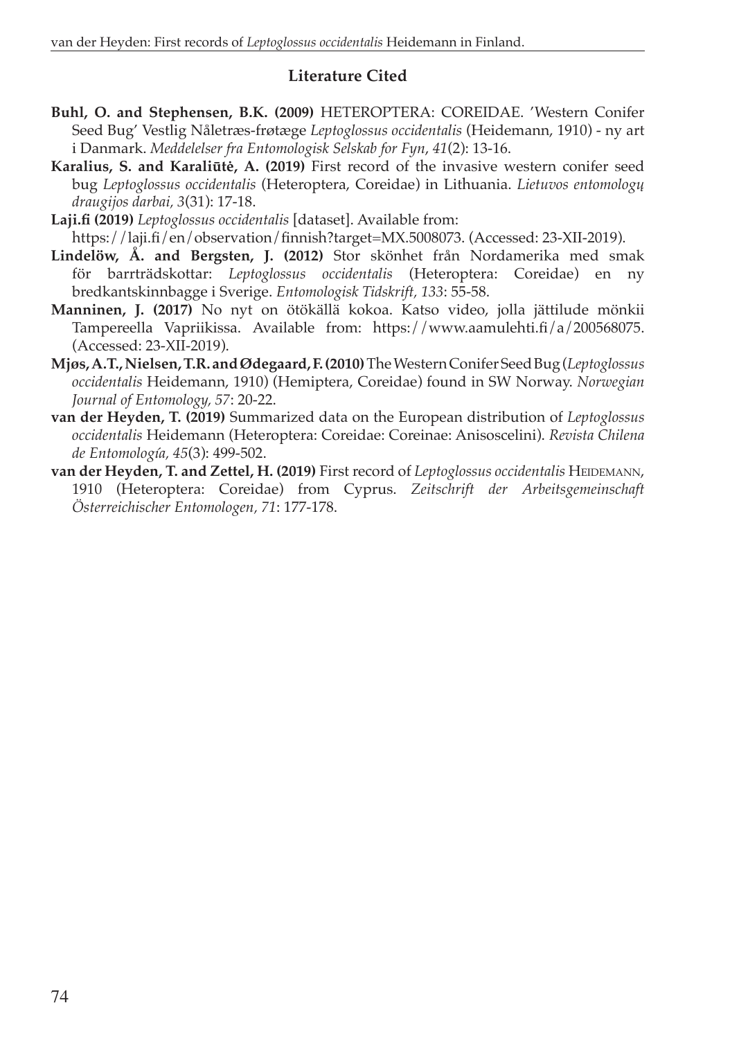## Literature Cited

**Buhl, O. and Stephensen, B.K. (2009)** HETEROPTERA: COREIDAE. 'Western Conifer Seed Bug' Vestlig Nåletræs-frøtæge *Leptoglossus occidentalis* (Heidemann, 1910) - ny art i Danmark. *Meddelelser fra Entomologisk Selskab for Fyn*, *41*(2): 13-16.

**Karalius, S. and Karaliūtė, A. (2019)** First record of the invasive western conifer seed bug *Leptoglossus occidentalis* (Heteroptera, Coreidae) in Lithuania. *Lietuvos entomologų draugijos darbai, 3*(31): 17-18.

**Laji.fi (2019)** *Leptoglossus occidentalis* [dataset]. Available from: https://laji.fi/en/observation/finnish?target=MX.5008073. (Accessed: 23-XII-2019).

**Lindelöw, Å. and Bergsten, J. (2012)** Stor skönhet från Nordamerika med smak för barrträdskottar: *Leptoglossus occidentalis* (Heteroptera: Coreidae) en ny bredkantskinnbagge i Sverige. *Entomologisk Tidskrift, 133*: 55-58.

**Manninen, J. (2017)** No nyt on ötökällä kokoa. Katso video, jolla jättilude mönkii Tampereella Vapriikissa. Available from: https://www.aamulehti.fi/a/200568075. (Accessed: 23-XII-2019).

**Mjøs, A.T., Nielsen, T.R. and Ødegaard, F. (2010)** The Western Conifer Seed Bug (*Leptoglossus occidentalis* Heidemann, 1910) (Hemiptera, Coreidae) found in SW Norway. *Norwegian Journal of Entomology, 57*: 20-22.

**van der Heyden, T. (2019)** Summarized data on the European distribution of *Leptoglossus occidentalis* Heidemann (Heteroptera: Coreidae: Coreinae: Anisoscelini). *Revista Chilena de Entomología, 45*(3): 499-502.

**van der Heyden, T. and Zettel, H. (2019)** First record of *Leptoglossus occidentalis* HEIDEMANN, 1910 (Heteroptera: Coreidae) from Cyprus. *Zeitschrift der Arbeitsgemeinschaft Österreichischer Entomologen, 71*: 177-178.